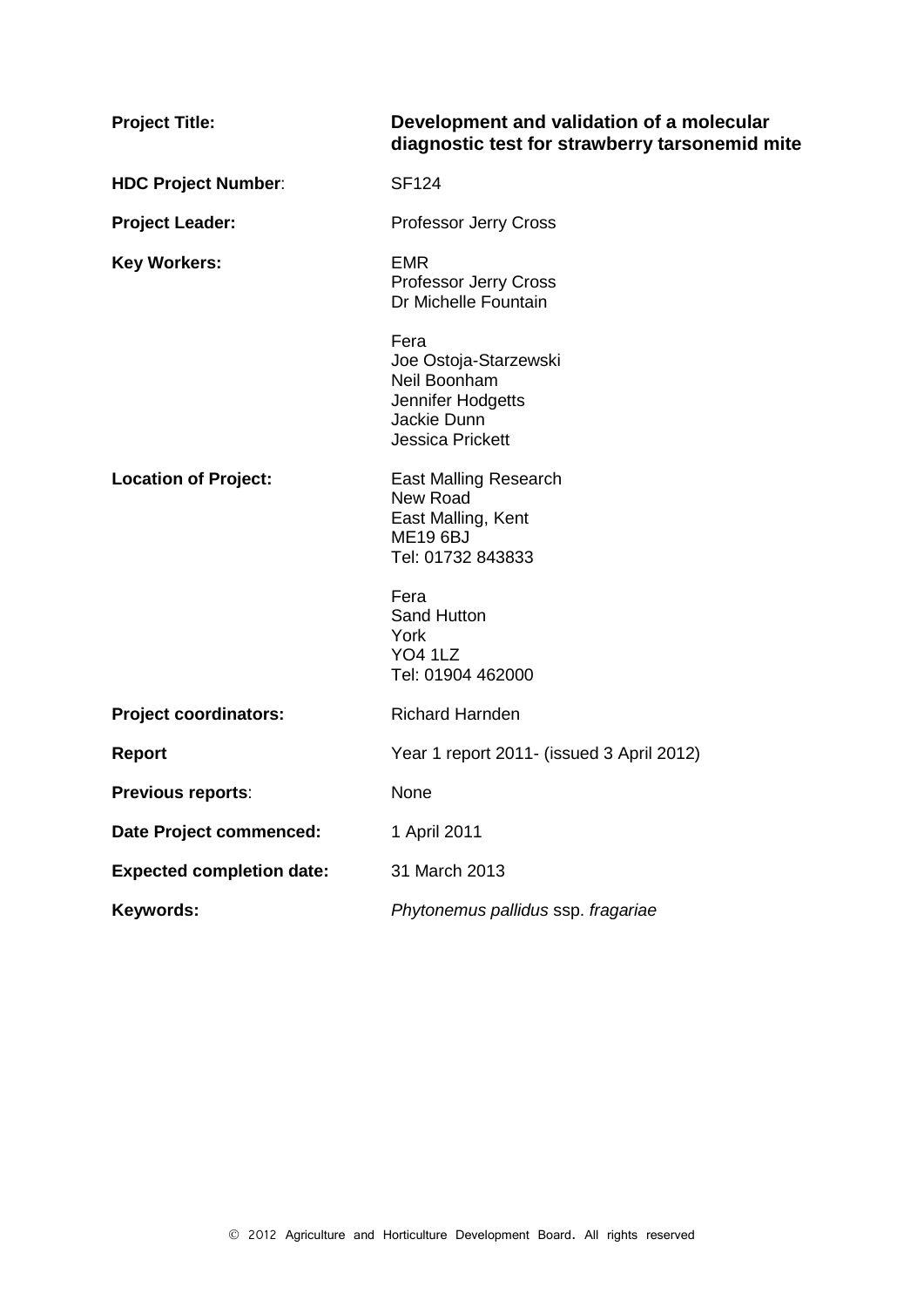| | |
|---|---|
| **Project Title:** | **Development and validation of a molecular diagnostic test for strawberry tarsonemid mite** |
| **HDC Project Number**: | SF124 |
| **Project Leader:** | Professor Jerry Cross |
| **Key Workers:** | EMR<br>Professor Jerry Cross<br>Dr Michelle Fountain<br><br>Fera<br>Joe Ostoja-Starzewski<br>Neil Boonham<br>Jennifer Hodgetts<br>Jackie Dunn<br>Jessica Prickett |
| **Location of Project:** | East Malling Research<br>New Road<br>East Malling, Kent<br>ME19 6BJ<br>Tel: 01732 843833<br><br>Fera<br>Sand Hutton<br>York<br>YO4 1LZ<br>Tel: 01904 462000 |
| **Project coordinators:** | Richard Harnden |
| **Report** | Year 1 report 2011- (issued 3 April 2012) |
| **Previous reports**: | None |
| **Date Project commenced:** | 1 April 2011 |
| **Expected completion date:** | 31 March 2013 |
| **Keywords:** | *Phytonemus pallidus* ssp. *fragariae* |

© 2012 Agriculture and Horticulture Development Board. All rights reserved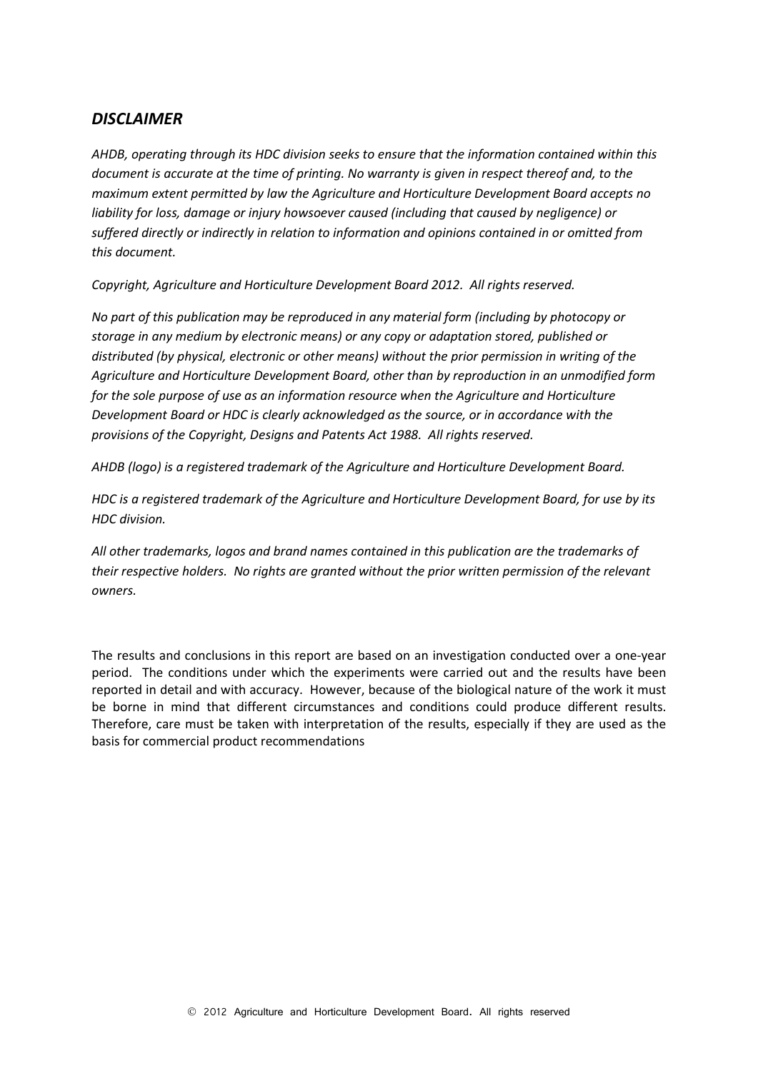## *DISCLAIMER*

*AHDB, operating through its HDC division seeks to ensure that the information contained within this document is accurate at the time of printing. No warranty is given in respect thereof and, to the maximum extent permitted by law the Agriculture and Horticulture Development Board accepts no liability for loss, damage or injury howsoever caused (including that caused by negligence) or suffered directly or indirectly in relation to information and opinions contained in or omitted from this document.*

*Copyright, Agriculture and Horticulture Development Board 2012. All rights reserved.*

*No part of this publication may be reproduced in any material form (including by photocopy or storage in any medium by electronic means) or any copy or adaptation stored, published or distributed (by physical, electronic or other means) without the prior permission in writing of the Agriculture and Horticulture Development Board, other than by reproduction in an unmodified form for the sole purpose of use as an information resource when the Agriculture and Horticulture Development Board or HDC is clearly acknowledged as the source, or in accordance with the provisions of the Copyright, Designs and Patents Act 1988. All rights reserved.*

*AHDB (logo) is a registered trademark of the Agriculture and Horticulture Development Board.*

*HDC is a registered trademark of the Agriculture and Horticulture Development Board, for use by its HDC division.*

*All other trademarks, logos and brand names contained in this publication are the trademarks of their respective holders. No rights are granted without the prior written permission of the relevant owners.*

The results and conclusions in this report are based on an investigation conducted over a one-year period. The conditions under which the experiments were carried out and the results have been reported in detail and with accuracy. However, because of the biological nature of the work it must be borne in mind that different circumstances and conditions could produce different results. Therefore, care must be taken with interpretation of the results, especially if they are used as the basis for commercial product recommendations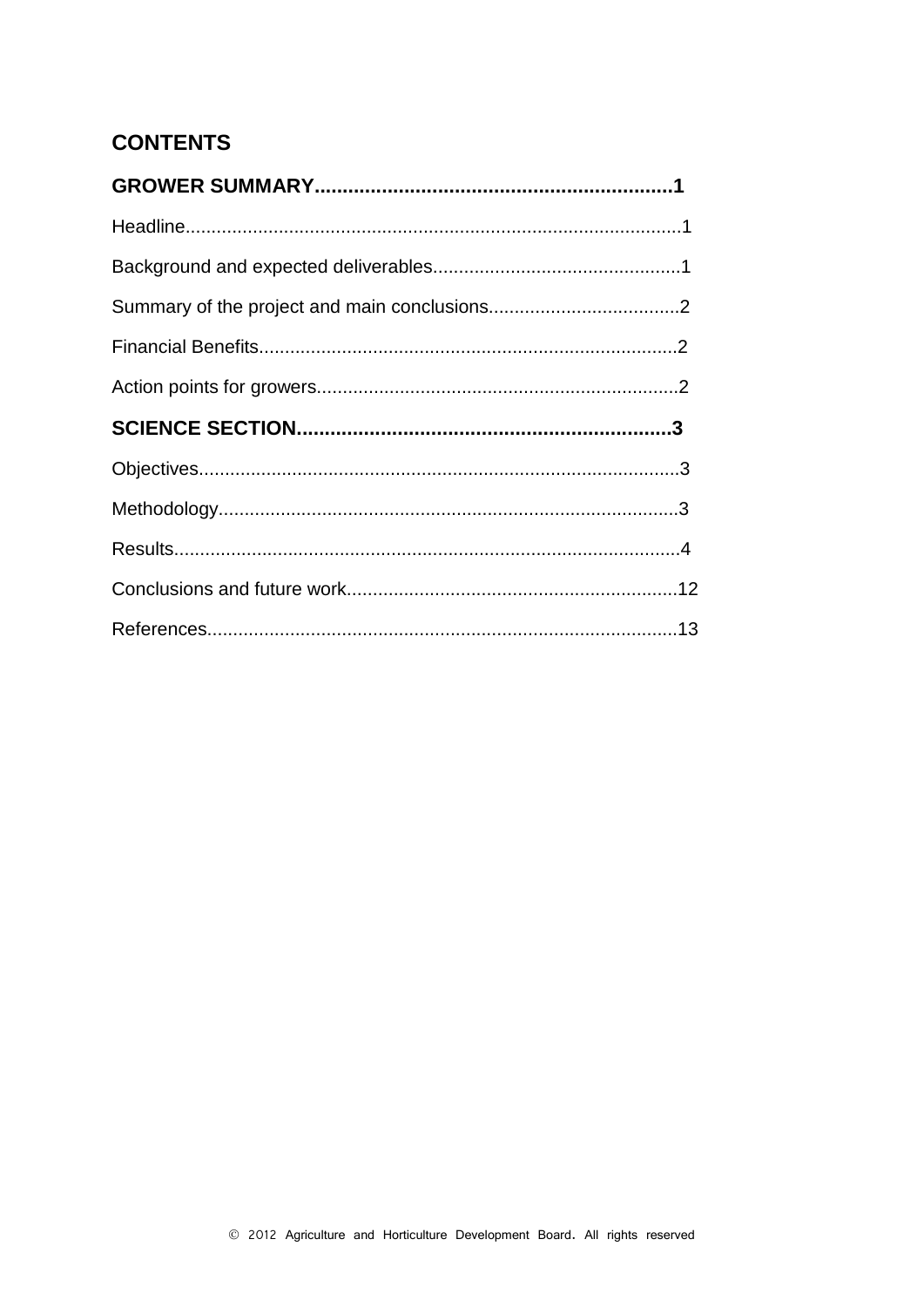# CONTENTS

**GROWER SUMMARY................................................................1**

Headline...............................................................................................1

Background and expected deliverables................................................1

Summary of the project and main conclusions.....................................2

Financial Benefits.................................................................................2

Action points for growers.....................................................................2

**SCIENCE SECTION..................................................................3**

Objectives............................................................................................3

Methodology........................................................................................3

Results.................................................................................................4

Conclusions and future work...............................................................12

References..........................................................................................13

© 2012 Agriculture and Horticulture Development Board. All rights reserved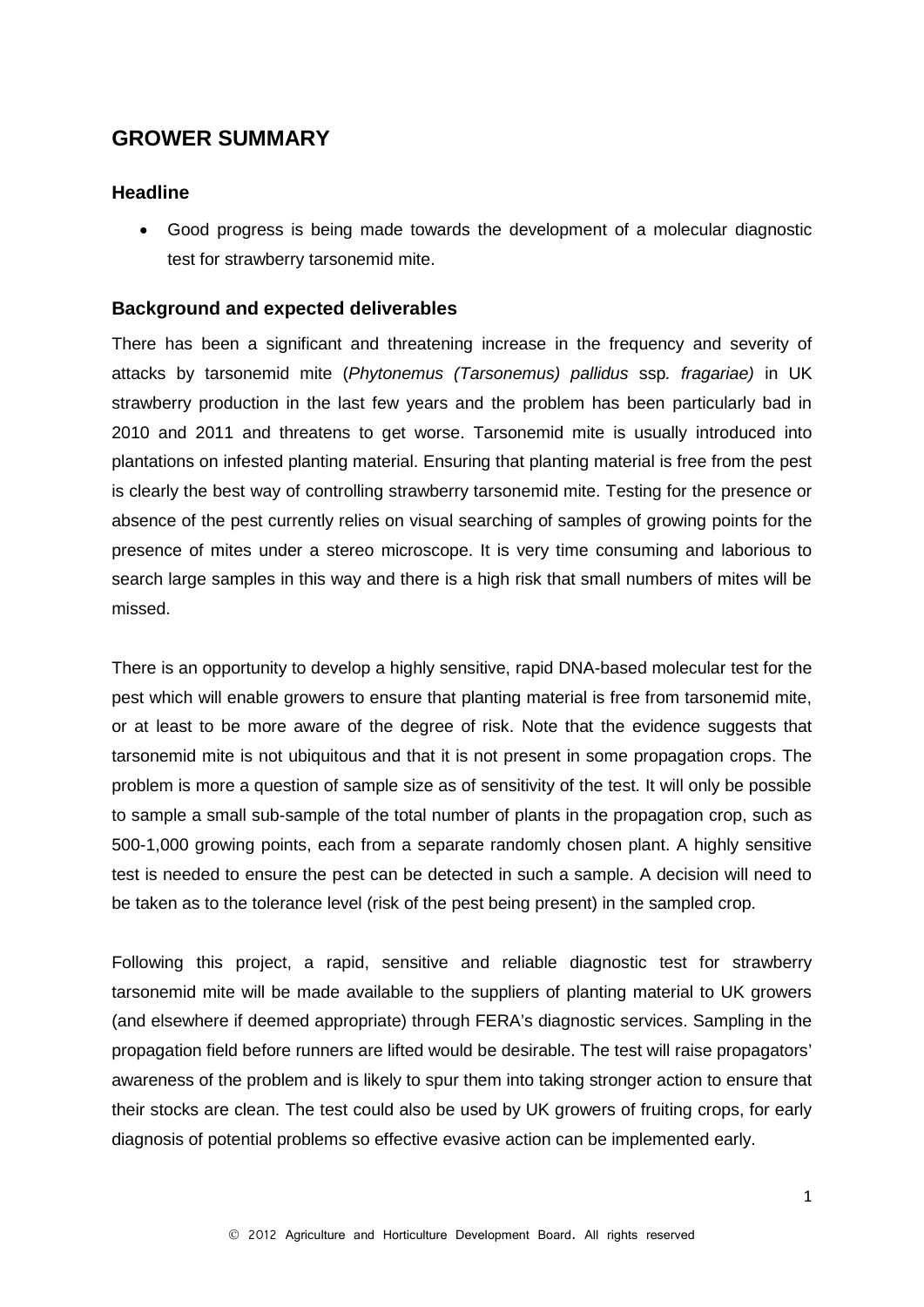## GROWER SUMMARY

### Headline

- Good progress is being made towards the development of a molecular diagnostic test for strawberry tarsonemid mite.

### Background and expected deliverables

There has been a significant and threatening increase in the frequency and severity of attacks by tarsonemid mite (*Phytonemus (Tarsonemus) pallidus* ssp*. fragariae)* in UK strawberry production in the last few years and the problem has been particularly bad in 2010 and 2011 and threatens to get worse. Tarsonemid mite is usually introduced into plantations on infested planting material. Ensuring that planting material is free from the pest is clearly the best way of controlling strawberry tarsonemid mite. Testing for the presence or absence of the pest currently relies on visual searching of samples of growing points for the presence of mites under a stereo microscope. It is very time consuming and laborious to search large samples in this way and there is a high risk that small numbers of mites will be missed.

There is an opportunity to develop a highly sensitive, rapid DNA-based molecular test for the pest which will enable growers to ensure that planting material is free from tarsonemid mite, or at least to be more aware of the degree of risk. Note that the evidence suggests that tarsonemid mite is not ubiquitous and that it is not present in some propagation crops. The problem is more a question of sample size as of sensitivity of the test. It will only be possible to sample a small sub-sample of the total number of plants in the propagation crop, such as 500-1,000 growing points, each from a separate randomly chosen plant. A highly sensitive test is needed to ensure the pest can be detected in such a sample. A decision will need to be taken as to the tolerance level (risk of the pest being present) in the sampled crop.

Following this project, a rapid, sensitive and reliable diagnostic test for strawberry tarsonemid mite will be made available to the suppliers of planting material to UK growers (and elsewhere if deemed appropriate) through FERA's diagnostic services. Sampling in the propagation field before runners are lifted would be desirable. The test will raise propagators' awareness of the problem and is likely to spur them into taking stronger action to ensure that their stocks are clean. The test could also be used by UK growers of fruiting crops, for early diagnosis of potential problems so effective evasive action can be implemented early.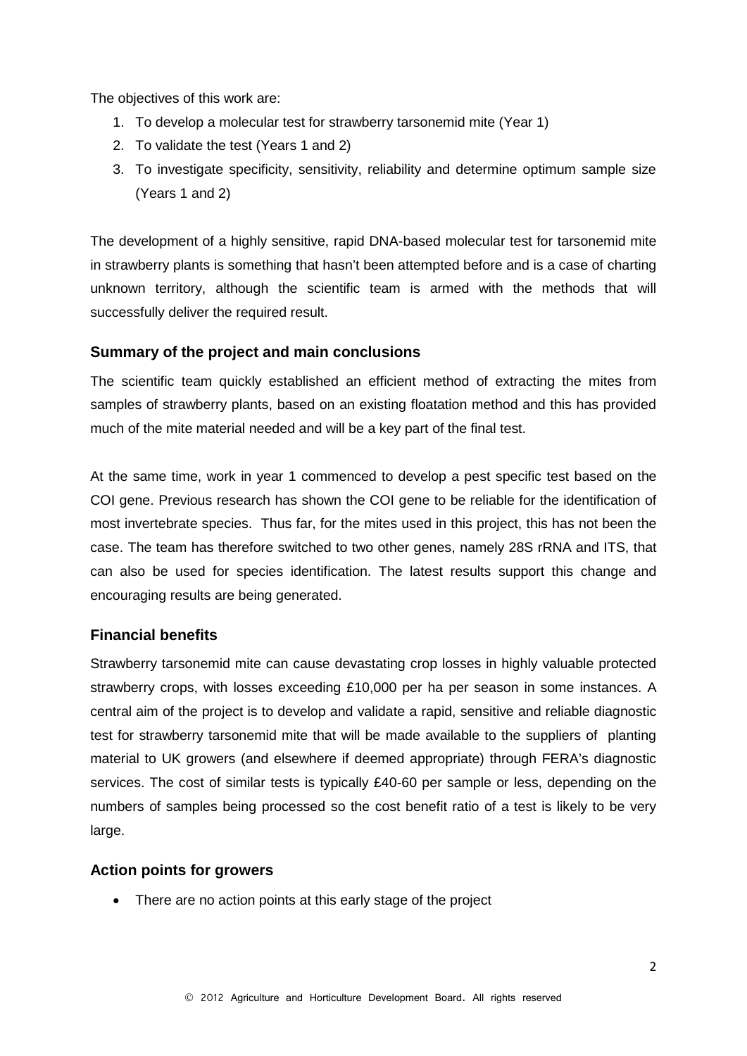The objectives of this work are:

1. To develop a molecular test for strawberry tarsonemid mite (Year 1)
2. To validate the test (Years 1 and 2)
3. To investigate specificity, sensitivity, reliability and determine optimum sample size (Years 1 and 2)

The development of a highly sensitive, rapid DNA-based molecular test for tarsonemid mite in strawberry plants is something that hasn't been attempted before and is a case of charting unknown territory, although the scientific team is armed with the methods that will successfully deliver the required result.

### Summary of the project and main conclusions

The scientific team quickly established an efficient method of extracting the mites from samples of strawberry plants, based on an existing floatation method and this has provided much of the mite material needed and will be a key part of the final test.

At the same time, work in year 1 commenced to develop a pest specific test based on the COI gene. Previous research has shown the COI gene to be reliable for the identification of most invertebrate species. Thus far, for the mites used in this project, this has not been the case. The team has therefore switched to two other genes, namely 28S rRNA and ITS, that can also be used for species identification. The latest results support this change and encouraging results are being generated.

### Financial benefits

Strawberry tarsonemid mite can cause devastating crop losses in highly valuable protected strawberry crops, with losses exceeding £10,000 per ha per season in some instances. A central aim of the project is to develop and validate a rapid, sensitive and reliable diagnostic test for strawberry tarsonemid mite that will be made available to the suppliers of planting material to UK growers (and elsewhere if deemed appropriate) through FERA's diagnostic services. The cost of similar tests is typically £40-60 per sample or less, depending on the numbers of samples being processed so the cost benefit ratio of a test is likely to be very large.

### Action points for growers

- There are no action points at this early stage of the project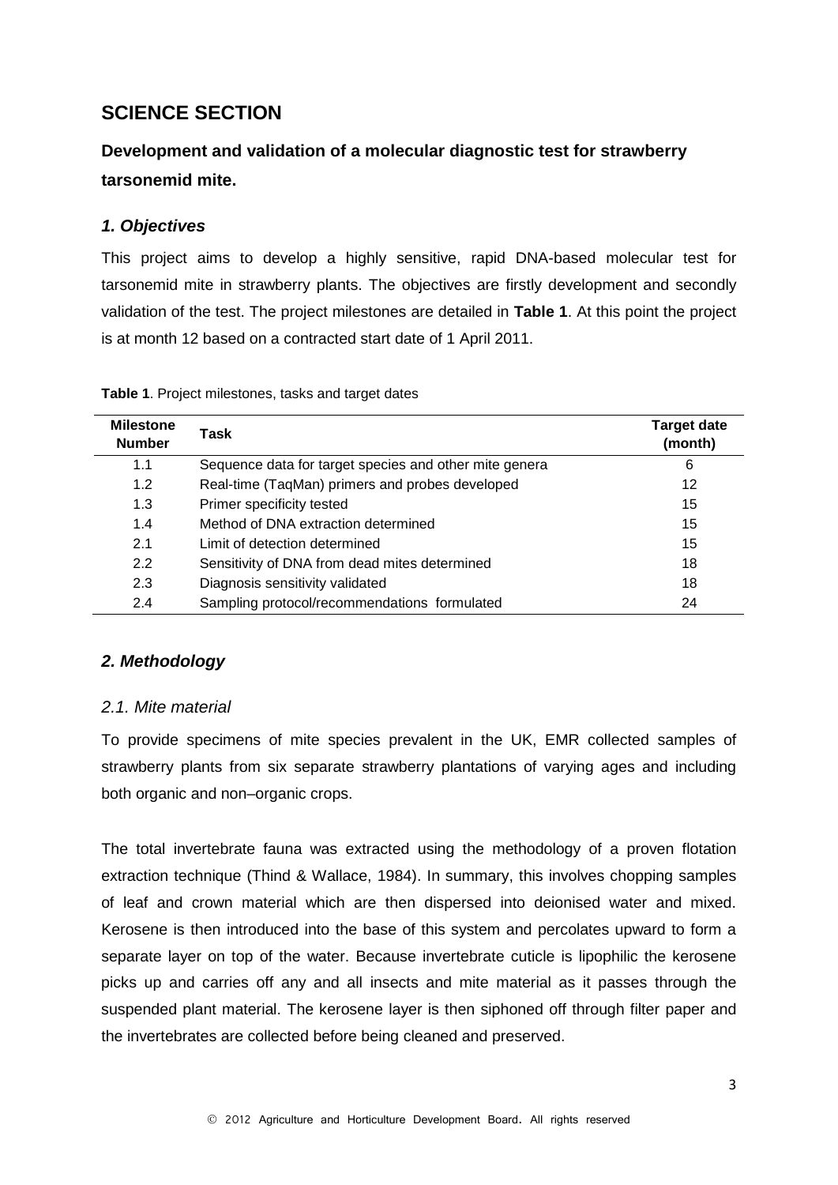## SCIENCE SECTION

### Development and validation of a molecular diagnostic test for strawberry tarsonemid mite.

### *1. Objectives*

This project aims to develop a highly sensitive, rapid DNA-based molecular test for tarsonemid mite in strawberry plants. The objectives are firstly development and secondly validation of the test. The project milestones are detailed in **Table 1**. At this point the project is at month 12 based on a contracted start date of 1 April 2011.

**Table 1**. Project milestones, tasks and target dates

| Milestone Number | Task | Target date (month) |
|---|---|---|
| 1.1 | Sequence data for target species and other mite genera | 6 |
| 1.2 | Real-time (TaqMan) primers and probes developed | 12 |
| 1.3 | Primer specificity tested | 15 |
| 1.4 | Method of DNA extraction determined | 15 |
| 2.1 | Limit of detection determined | 15 |
| 2.2 | Sensitivity of DNA from dead mites determined | 18 |
| 2.3 | Diagnosis sensitivity validated | 18 |
| 2.4 | Sampling protocol/recommendations formulated | 24 |

### *2. Methodology*

#### *2.1. Mite material*

To provide specimens of mite species prevalent in the UK, EMR collected samples of strawberry plants from six separate strawberry plantations of varying ages and including both organic and non–organic crops.

The total invertebrate fauna was extracted using the methodology of a proven flotation extraction technique (Thind & Wallace, 1984). In summary, this involves chopping samples of leaf and crown material which are then dispersed into deionised water and mixed. Kerosene is then introduced into the base of this system and percolates upward to form a separate layer on top of the water. Because invertebrate cuticle is lipophilic the kerosene picks up and carries off any and all insects and mite material as it passes through the suspended plant material. The kerosene layer is then siphoned off through filter paper and the invertebrates are collected before being cleaned and preserved.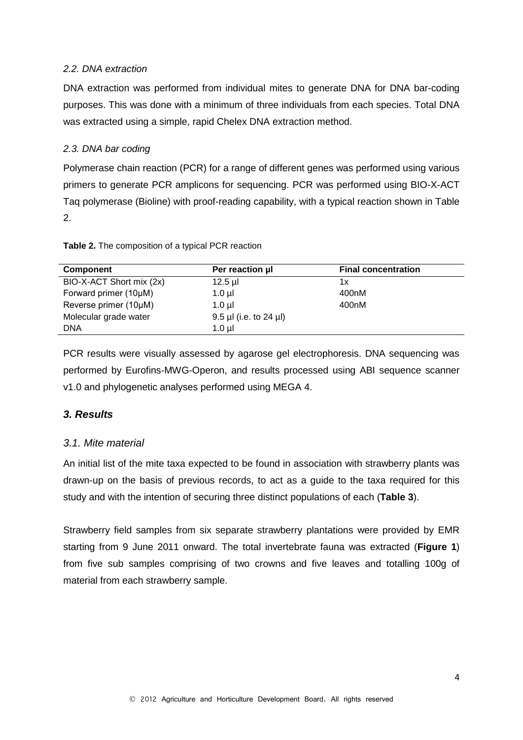### *2.2. DNA extraction*

DNA extraction was performed from individual mites to generate DNA for DNA bar-coding purposes. This was done with a minimum of three individuals from each species. Total DNA was extracted using a simple, rapid Chelex DNA extraction method.

### *2.3. DNA bar coding*

Polymerase chain reaction (PCR) for a range of different genes was performed using various primers to generate PCR amplicons for sequencing. PCR was performed using BIO-X-ACT Taq polymerase (Bioline) with proof-reading capability, with a typical reaction shown in Table 2.

**Table 2.** The composition of a typical PCR reaction

| Component | Per reaction µl | Final concentration |
|---|---|---|
| BIO-X-ACT Short mix (2x) | 12.5 µl | 1x |
| Forward primer (10µM) | 1.0 µl | 400nM |
| Reverse primer (10µM) | 1.0 µl | 400nM |
| Molecular grade water | 9.5 µl (i.e. to 24 µl) | |
| DNA | 1.0 µl | |

PCR results were visually assessed by agarose gel electrophoresis. DNA sequencing was performed by Eurofins-MWG-Operon, and results processed using ABI sequence scanner v1.0 and phylogenetic analyses performed using MEGA 4.

## ***3. Results***

### *3.1. Mite material*

An initial list of the mite taxa expected to be found in association with strawberry plants was drawn-up on the basis of previous records, to act as a guide to the taxa required for this study and with the intention of securing three distinct populations of each (**Table 3**).

Strawberry field samples from six separate strawberry plantations were provided by EMR starting from 9 June 2011 onward. The total invertebrate fauna was extracted (**Figure 1**) from five sub samples comprising of two crowns and five leaves and totalling 100g of material from each strawberry sample.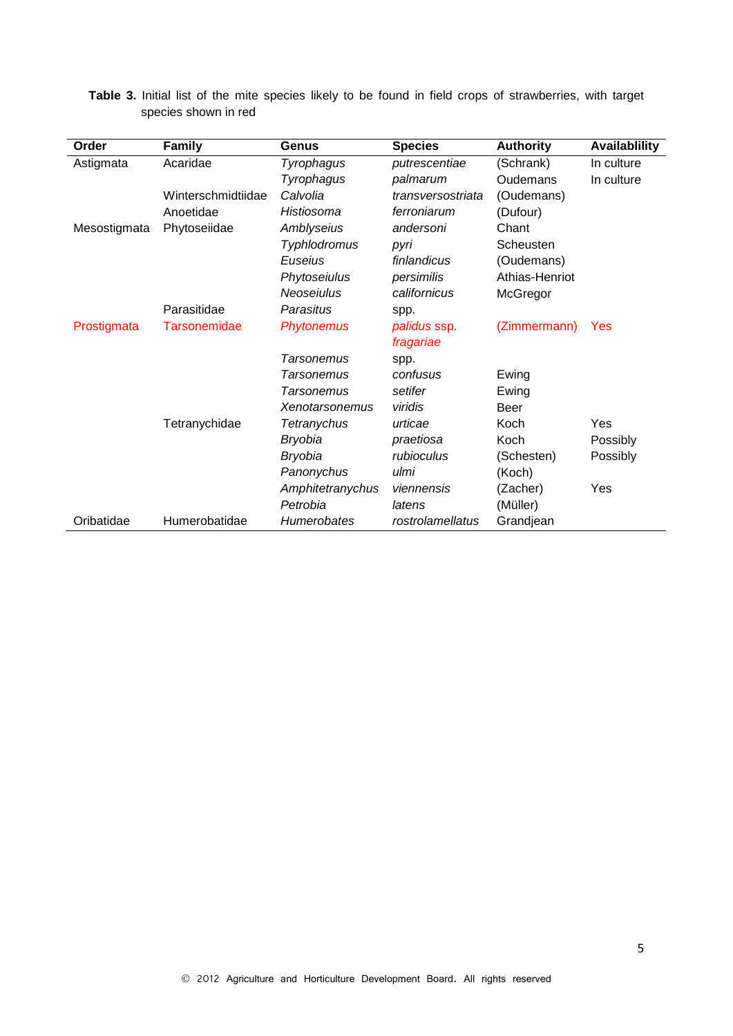**Table 3.** Initial list of the mite species likely to be found in field crops of strawberries, with target species shown in red

| Order | Family | Genus | Species | Authority | Availablility |
|---|---|---|---|---|---|
| Astigmata | Acaridae | *Tyrophagus* | *putrescentiae* | (Schrank) | In culture |
| | | *Tyrophagus* | *palmarum* | Oudemans | In culture |
| | Winterschmidtiidae | *Calvolia* | *transversostriata* | (Oudemans) | |
| | Anoetidae | *Histiosoma* | *ferroniarum* | (Dufour) | |
| Mesostigmata | Phytoseiidae | *Amblyseius* | *andersoni* | Chant | |
| | | *Typhlodromus* | *pyri* | Scheusten | |
| | | *Euseius* | *finlandicus* | (Oudemans) | |
| | | *Phytoseiulus* | *persimilis* | Athias-Henriot | |
| | | *Neoseiulus* | *californicus* | McGregor | |
| | Parasitidae | *Parasitus* | spp. | | |
| Prostigmata | Tarsonemidae | *Phytonemus* | *palidus* ssp. *fragariae* | (Zimmermann) | Yes |
| | | *Tarsonemus* | spp. | | |
| | | *Tarsonemus* | *confusus* | Ewing | |
| | | *Tarsonemus* | *setifer* | Ewing | |
| | | *Xenotarsonemus* | *viridis* | Beer | |
| | Tetranychidae | *Tetranychus* | *urticae* | Koch | Yes |
| | | *Bryobia* | *praetiosa* | Koch | Possibly |
| | | *Bryobia* | *rubioculus* | (Schesten) | Possibly |
| | | *Panonychus* | *ulmi* | (Koch) | |
| | | *Amphitetranychus* | *viennensis* | (Zacher) | Yes |
| | | *Petrobia* | *latens* | (Müller) | |
| Oribatidae | Humerobatidae | *Humerobates* | *rostrolamellatus* | Grandjean | |

© 2012 Agriculture and Horticulture Development Board. All rights reserved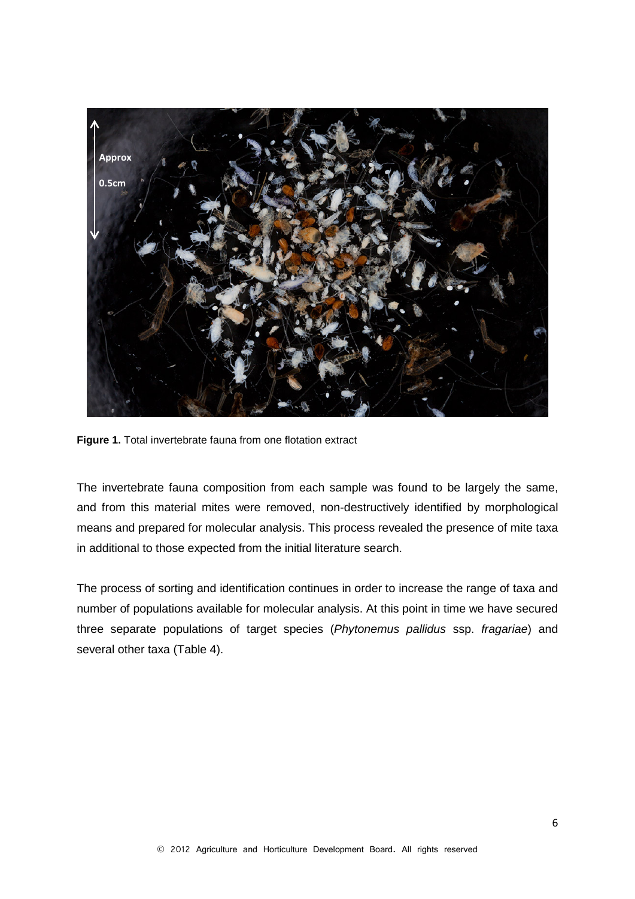**Figure 1.** Total invertebrate fauna from one flotation extract

The invertebrate fauna composition from each sample was found to be largely the same, and from this material mites were removed, non-destructively identified by morphological means and prepared for molecular analysis. This process revealed the presence of mite taxa in additional to those expected from the initial literature search.

The process of sorting and identification continues in order to increase the range of taxa and number of populations available for molecular analysis. At this point in time we have secured three separate populations of target species (*Phytonemus pallidus* ssp. *fragariae*) and several other taxa (Table 4).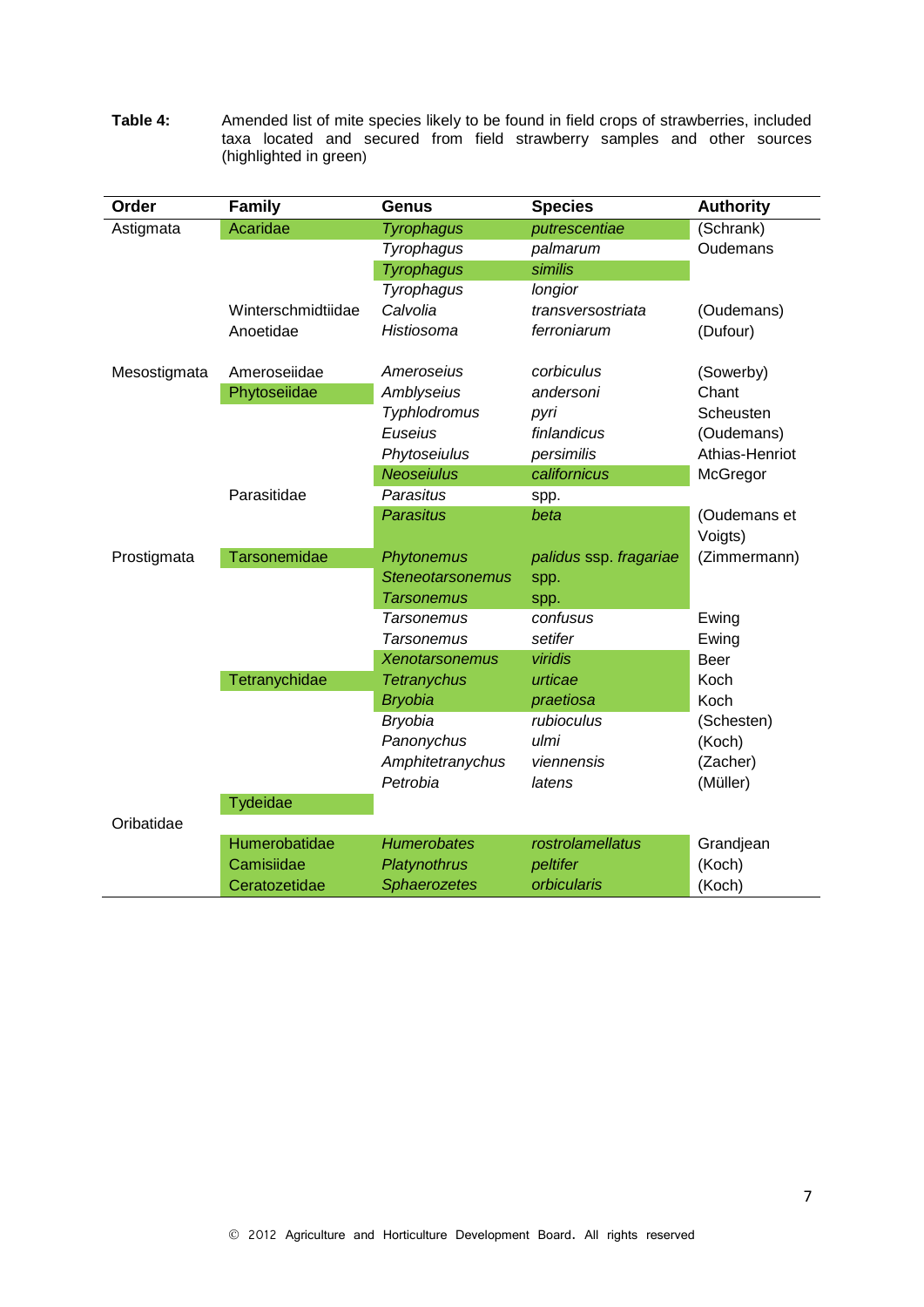**Table 4:** Amended list of mite species likely to be found in field crops of strawberries, included taxa located and secured from field strawberry samples and other sources (highlighted in green)

| Order | Family | Genus | Species | Authority |
|---|---|---|---|---|
| Astigmata | Acaridae | *Tyrophagus* | *putrescentiae* | (Schrank) |
| | | *Tyrophagus* | *palmarum* | Oudemans |
| | | *Tyrophagus* | *similis* | |
| | | *Tyrophagus* | *longior* | |
| | Winterschmidtiidae | *Calvolia* | *transversostriata* | (Oudemans) |
| | Anoetidae | *Histiosoma* | *ferroniarum* | (Dufour) |
| Mesostigmata | Ameroseiidae | *Ameroseius* | *corbiculus* | (Sowerby) |
| | Phytoseiidae | *Amblyseius* | *andersoni* | Chant |
| | | *Typhlodromus* | *pyri* | Scheusten |
| | | *Euseius* | *finlandicus* | (Oudemans) |
| | | *Phytoseiulus* | *persimilis* | Athias-Henriot |
| | | *Neoseiulus* | *californicus* | McGregor |
| | Parasitidae | *Parasitus* | spp. | |
| | | *Parasitus* | *beta* | (Oudemans et Voigts) |
| Prostigmata | Tarsonemidae | *Phytonemus* | *palidus* ssp. *fragariae* | (Zimmermann) |
| | | *Steneotarsonemus* | spp. | |
| | | *Tarsonemus* | spp. | |
| | | *Tarsonemus* | *confusus* | Ewing |
| | | *Tarsonemus* | *setifer* | Ewing |
| | | *Xenotarsonemus* | *viridis* | Beer |
| | Tetranychidae | *Tetranychus* | *urticae* | Koch |
| | | *Bryobia* | *praetiosa* | Koch |
| | | *Bryobia* | *rubioculus* | (Schesten) |
| | | *Panonychus* | *ulmi* | (Koch) |
| | | *Amphitetranychus* | *viennensis* | (Zacher) |
| | | *Petrobia* | *latens* | (Müller) |
| | Tydeidae | | | |
| Oribatidae | | | | |
| | Humerobatidae | *Humerobates* | *rostrolamellatus* | Grandjean |
| | Camisiidae | *Platynothrus* | *peltifer* | (Koch) |
| | Ceratozetidae | *Sphaerozetes* | *orbicularis* | (Koch) |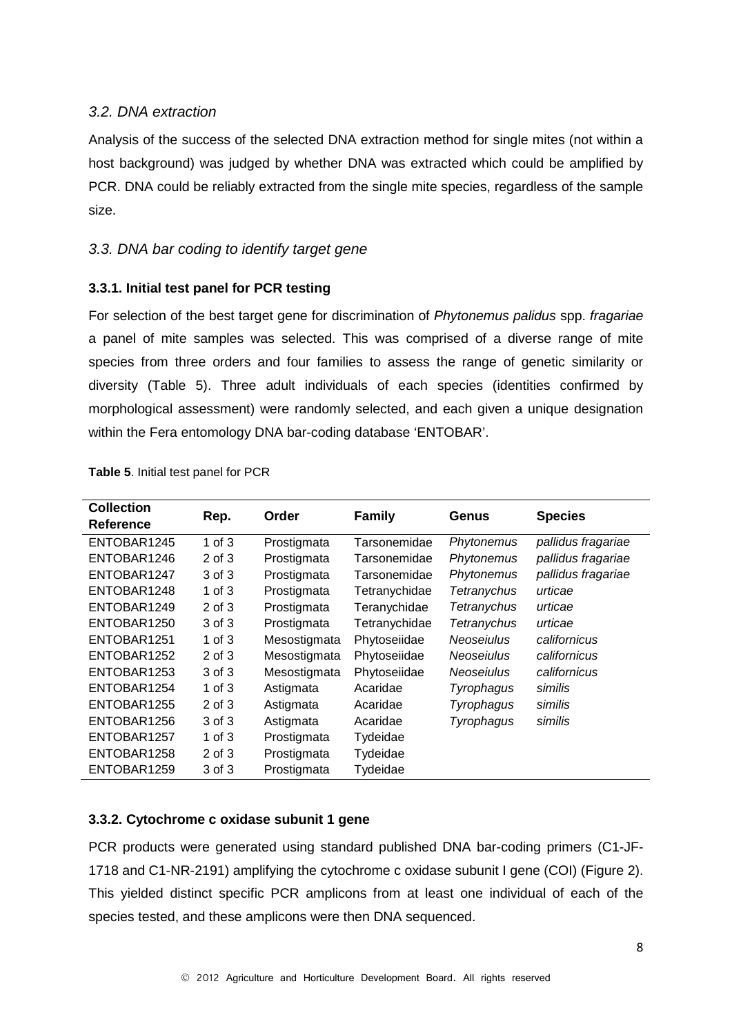### *3.2. DNA extraction*

Analysis of the success of the selected DNA extraction method for single mites (not within a host background) was judged by whether DNA was extracted which could be amplified by PCR. DNA could be reliably extracted from the single mite species, regardless of the sample size.

### *3.3. DNA bar coding to identify target gene*

#### 3.3.1. Initial test panel for PCR testing

For selection of the best target gene for discrimination of *Phytonemus palidus* spp. *fragariae* a panel of mite samples was selected. This was comprised of a diverse range of mite species from three orders and four families to assess the range of genetic similarity or diversity (Table 5). Three adult individuals of each species (identities confirmed by morphological assessment) were randomly selected, and each given a unique designation within the Fera entomology DNA bar-coding database 'ENTOBAR'.

**Table 5**. Initial test panel for PCR

| Collection Reference | Rep. | Order | Family | Genus | Species |
|---|---|---|---|---|---|
| ENTOBAR1245 | 1 of 3 | Prostigmata | Tarsonemidae | *Phytonemus* | *pallidus fragariae* |
| ENTOBAR1246 | 2 of 3 | Prostigmata | Tarsonemidae | *Phytonemus* | *pallidus fragariae* |
| ENTOBAR1247 | 3 of 3 | Prostigmata | Tarsonemidae | *Phytonemus* | *pallidus fragariae* |
| ENTOBAR1248 | 1 of 3 | Prostigmata | Tetranychidae | *Tetranychus* | *urticae* |
| ENTOBAR1249 | 2 of 3 | Prostigmata | Teranychidae | *Tetranychus* | *urticae* |
| ENTOBAR1250 | 3 of 3 | Prostigmata | Tetranychidae | *Tetranychus* | *urticae* |
| ENTOBAR1251 | 1 of 3 | Mesostigmata | Phytoseiidae | *Neoseiulus* | *californicus* |
| ENTOBAR1252 | 2 of 3 | Mesostigmata | Phytoseiidae | *Neoseiulus* | *californicus* |
| ENTOBAR1253 | 3 of 3 | Mesostigmata | Phytoseiidae | *Neoseiulus* | *californicus* |
| ENTOBAR1254 | 1 of 3 | Astigmata | Acaridae | *Tyrophagus* | *similis* |
| ENTOBAR1255 | 2 of 3 | Astigmata | Acaridae | *Tyrophagus* | *similis* |
| ENTOBAR1256 | 3 of 3 | Astigmata | Acaridae | *Tyrophagus* | *similis* |
| ENTOBAR1257 | 1 of 3 | Prostigmata | Tydeidae | | |
| ENTOBAR1258 | 2 of 3 | Prostigmata | Tydeidae | | |
| ENTOBAR1259 | 3 of 3 | Prostigmata | Tydeidae | | |

#### 3.3.2. Cytochrome c oxidase subunit 1 gene

PCR products were generated using standard published DNA bar-coding primers (C1-JF-1718 and C1-NR-2191) amplifying the cytochrome c oxidase subunit I gene (COI) (Figure 2). This yielded distinct specific PCR amplicons from at least one individual of each of the species tested, and these amplicons were then DNA sequenced.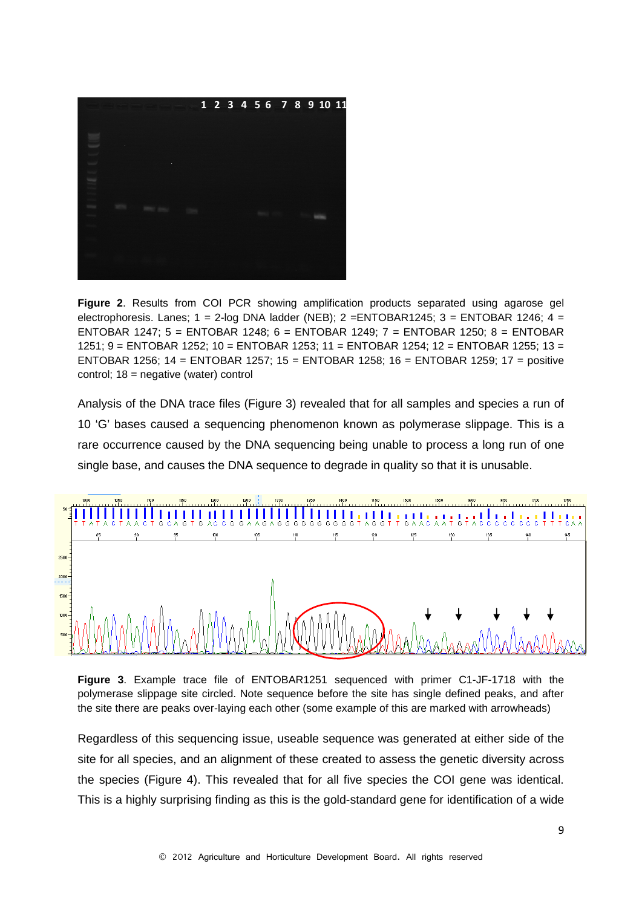**Figure 2**. Results from COI PCR showing amplification products separated using agarose gel electrophoresis. Lanes; 1 = 2-log DNA ladder (NEB); 2 =ENTOBAR1245; 3 = ENTOBAR 1246; 4 = ENTOBAR 1247; 5 = ENTOBAR 1248; 6 = ENTOBAR 1249; 7 = ENTOBAR 1250; 8 = ENTOBAR 1251; 9 = ENTOBAR 1252; 10 = ENTOBAR 1253; 11 = ENTOBAR 1254; 12 = ENTOBAR 1255; 13 = ENTOBAR 1256; 14 = ENTOBAR 1257; 15 = ENTOBAR 1258; 16 = ENTOBAR 1259; 17 = positive control; 18 = negative (water) control

Analysis of the DNA trace files (Figure 3) revealed that for all samples and species a run of 10 'G' bases caused a sequencing phenomenon known as polymerase slippage. This is a rare occurrence caused by the DNA sequencing being unable to process a long run of one single base, and causes the DNA sequence to degrade in quality so that it is unusable.

**Figure 3**. Example trace file of ENTOBAR1251 sequenced with primer C1-JF-1718 with the polymerase slippage site circled. Note sequence before the site has single defined peaks, and after the site there are peaks over-laying each other (some example of this are marked with arrowheads)

Regardless of this sequencing issue, useable sequence was generated at either side of the site for all species, and an alignment of these created to assess the genetic diversity across the species (Figure 4). This revealed that for all five species the COI gene was identical. This is a highly surprising finding as this is the gold-standard gene for identification of a wide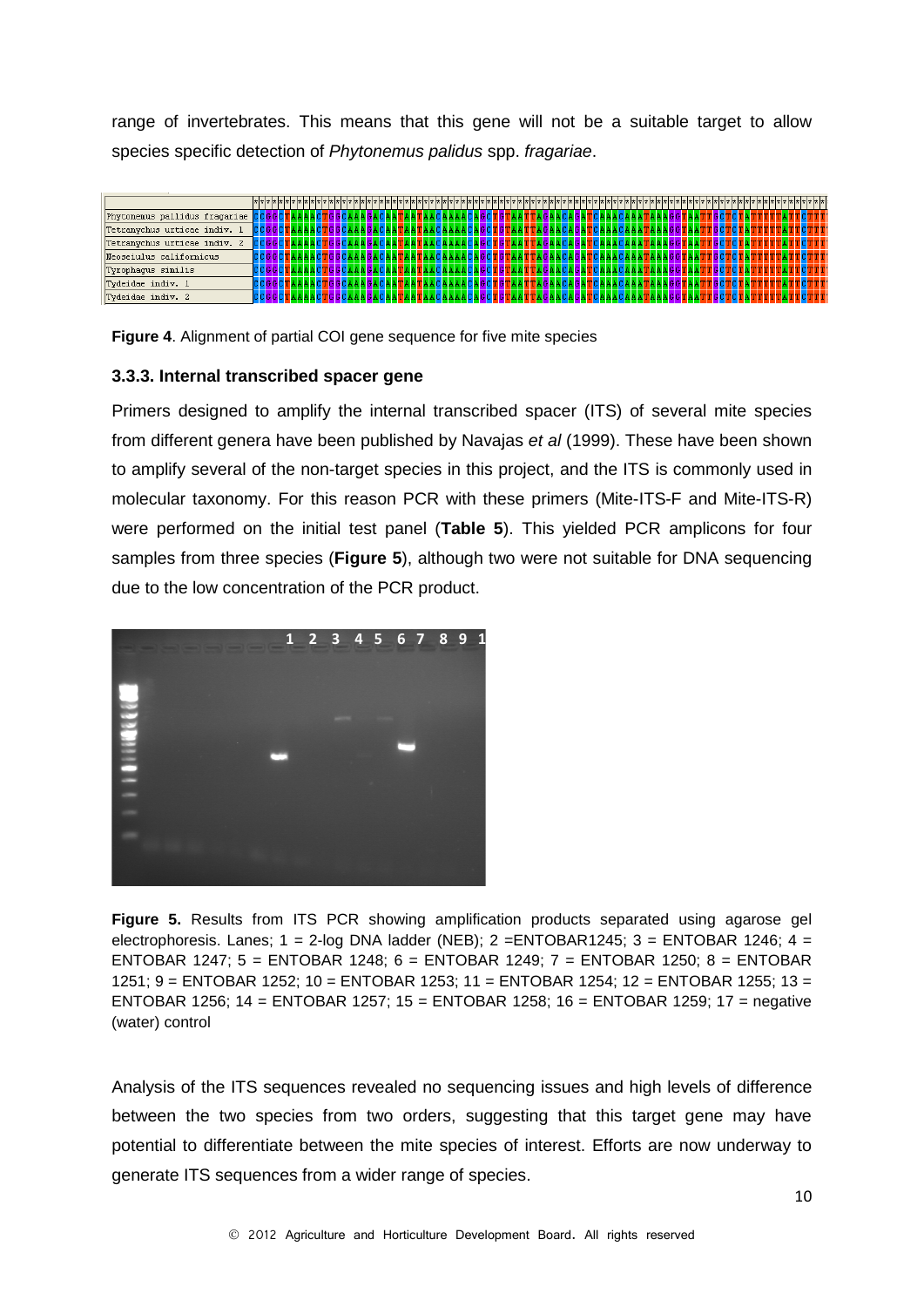range of invertebrates. This means that this gene will not be a suitable target to allow species specific detection of *Phytonemus palidus* spp. *fragariae*.

**Figure 4**. Alignment of partial COI gene sequence for five mite species

### 3.3.3. Internal transcribed spacer gene

Primers designed to amplify the internal transcribed spacer (ITS) of several mite species from different genera have been published by Navajas *et al* (1999). These have been shown to amplify several of the non-target species in this project, and the ITS is commonly used in molecular taxonomy. For this reason PCR with these primers (Mite-ITS-F and Mite-ITS-R) were performed on the initial test panel (**Table 5**). This yielded PCR amplicons for four samples from three species (**Figure 5**), although two were not suitable for DNA sequencing due to the low concentration of the PCR product.

**Figure 5.** Results from ITS PCR showing amplification products separated using agarose gel electrophoresis. Lanes; 1 = 2-log DNA ladder (NEB); 2 =ENTOBAR1245; 3 = ENTOBAR 1246; 4 = ENTOBAR 1247; 5 = ENTOBAR 1248; 6 = ENTOBAR 1249; 7 = ENTOBAR 1250; 8 = ENTOBAR 1251; 9 = ENTOBAR 1252; 10 = ENTOBAR 1253; 11 = ENTOBAR 1254; 12 = ENTOBAR 1255; 13 = ENTOBAR 1256; 14 = ENTOBAR 1257; 15 = ENTOBAR 1258; 16 = ENTOBAR 1259; 17 = negative (water) control

Analysis of the ITS sequences revealed no sequencing issues and high levels of difference between the two species from two orders, suggesting that this target gene may have potential to differentiate between the mite species of interest. Efforts are now underway to generate ITS sequences from a wider range of species.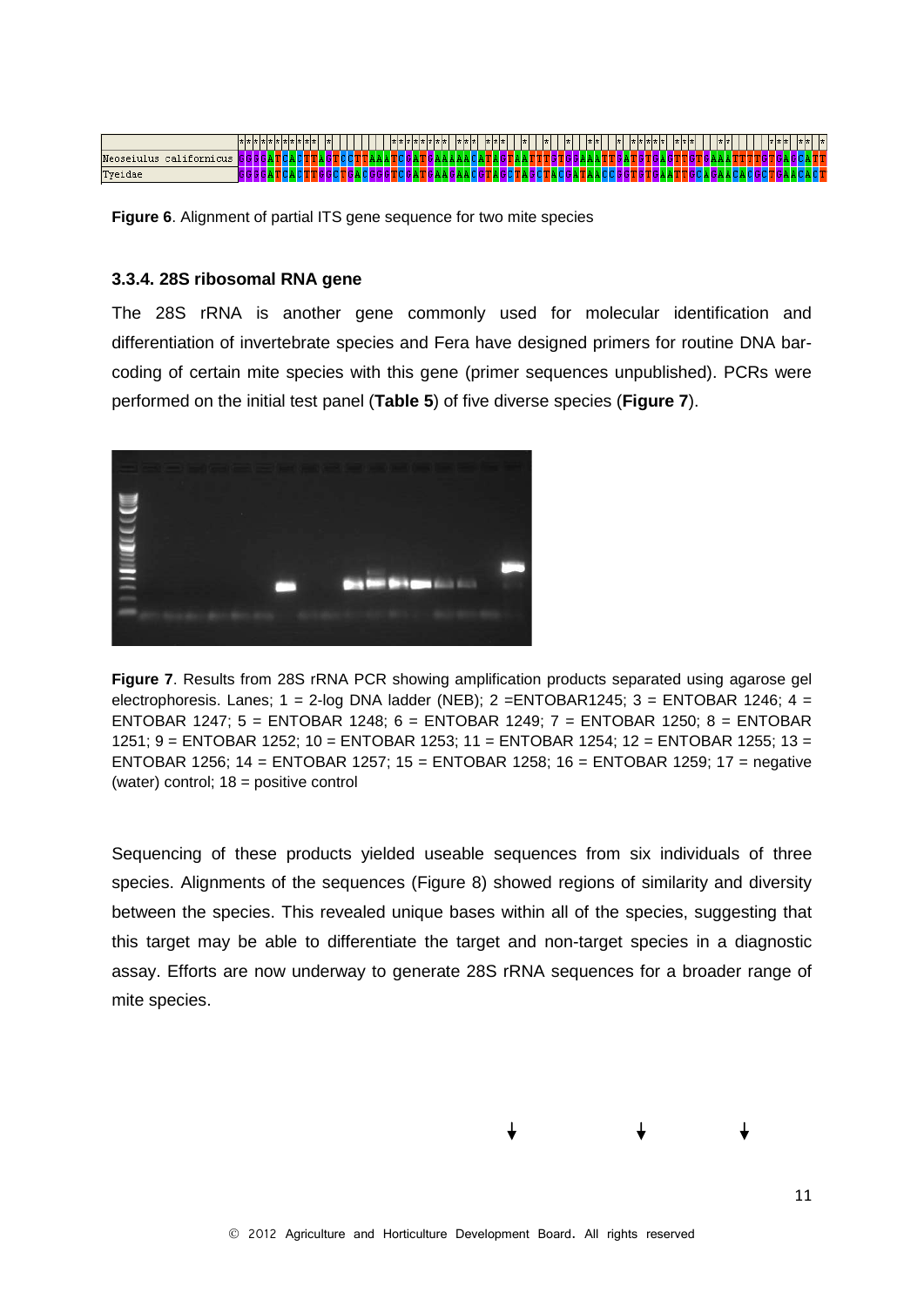**Figure 6**. Alignment of partial ITS gene sequence for two mite species

### 3.3.4. 28S ribosomal RNA gene

The 28S rRNA is another gene commonly used for molecular identification and differentiation of invertebrate species and Fera have designed primers for routine DNA bar-coding of certain mite species with this gene (primer sequences unpublished). PCRs were performed on the initial test panel (**Table 5**) of five diverse species (**Figure 7**).

**Figure 7**. Results from 28S rRNA PCR showing amplification products separated using agarose gel electrophoresis. Lanes; 1 = 2-log DNA ladder (NEB); 2 =ENTOBAR1245; 3 = ENTOBAR 1246; 4 = ENTOBAR 1247; 5 = ENTOBAR 1248; 6 = ENTOBAR 1249; 7 = ENTOBAR 1250; 8 = ENTOBAR 1251; 9 = ENTOBAR 1252; 10 = ENTOBAR 1253; 11 = ENTOBAR 1254; 12 = ENTOBAR 1255; 13 = ENTOBAR 1256; 14 = ENTOBAR 1257; 15 = ENTOBAR 1258; 16 = ENTOBAR 1259; 17 = negative (water) control; 18 = positive control

Sequencing of these products yielded useable sequences from six individuals of three species. Alignments of the sequences (Figure 8) showed regions of similarity and diversity between the species. This revealed unique bases within all of the species, suggesting that this target may be able to differentiate the target and non-target species in a diagnostic assay. Efforts are now underway to generate 28S rRNA sequences for a broader range of mite species.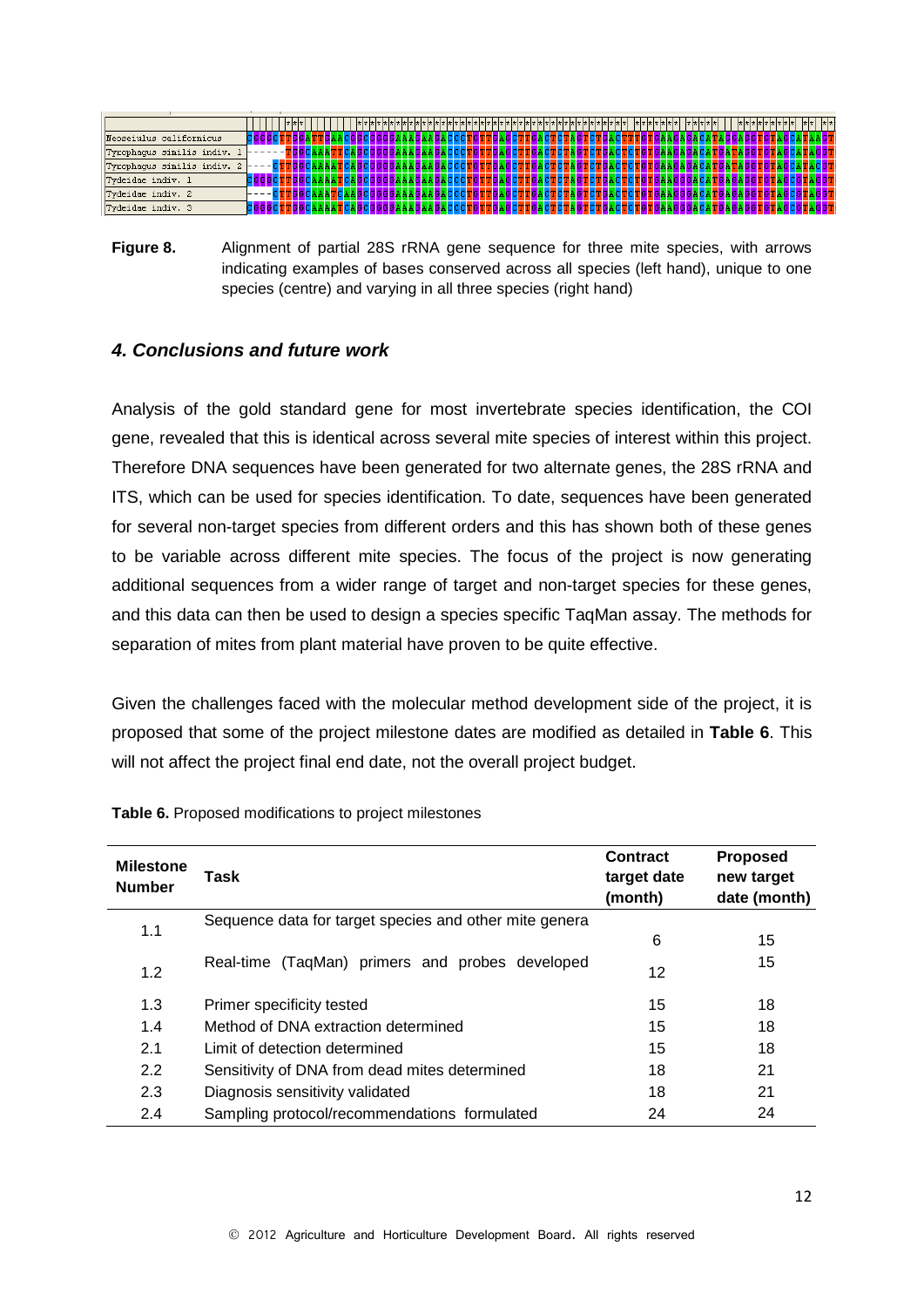**Figure 8.** Alignment of partial 28S rRNA gene sequence for three mite species, with arrows indicating examples of bases conserved across all species (left hand), unique to one species (centre) and varying in all three species (right hand)

## *4. Conclusions and future work*

Analysis of the gold standard gene for most invertebrate species identification, the COI gene, revealed that this is identical across several mite species of interest within this project. Therefore DNA sequences have been generated for two alternate genes, the 28S rRNA and ITS, which can be used for species identification. To date, sequences have been generated for several non-target species from different orders and this has shown both of these genes to be variable across different mite species. The focus of the project is now generating additional sequences from a wider range of target and non-target species for these genes, and this data can then be used to design a species specific TaqMan assay. The methods for separation of mites from plant material have proven to be quite effective.

Given the challenges faced with the molecular method development side of the project, it is proposed that some of the project milestone dates are modified as detailed in **Table 6**. This will not affect the project final end date, not the overall project budget.

**Table 6.** Proposed modifications to project milestones

| Milestone Number | Task | Contract target date (month) | Proposed new target date (month) |
|---|---|---|---|
| 1.1 | Sequence data for target species and other mite genera | 6 | 15 |
| 1.2 | Real-time (TaqMan) primers and probes developed | 12 | 15 |
| 1.3 | Primer specificity tested | 15 | 18 |
| 1.4 | Method of DNA extraction determined | 15 | 18 |
| 2.1 | Limit of detection determined | 15 | 18 |
| 2.2 | Sensitivity of DNA from dead mites determined | 18 | 21 |
| 2.3 | Diagnosis sensitivity validated | 18 | 21 |
| 2.4 | Sampling protocol/recommendations formulated | 24 | 24 |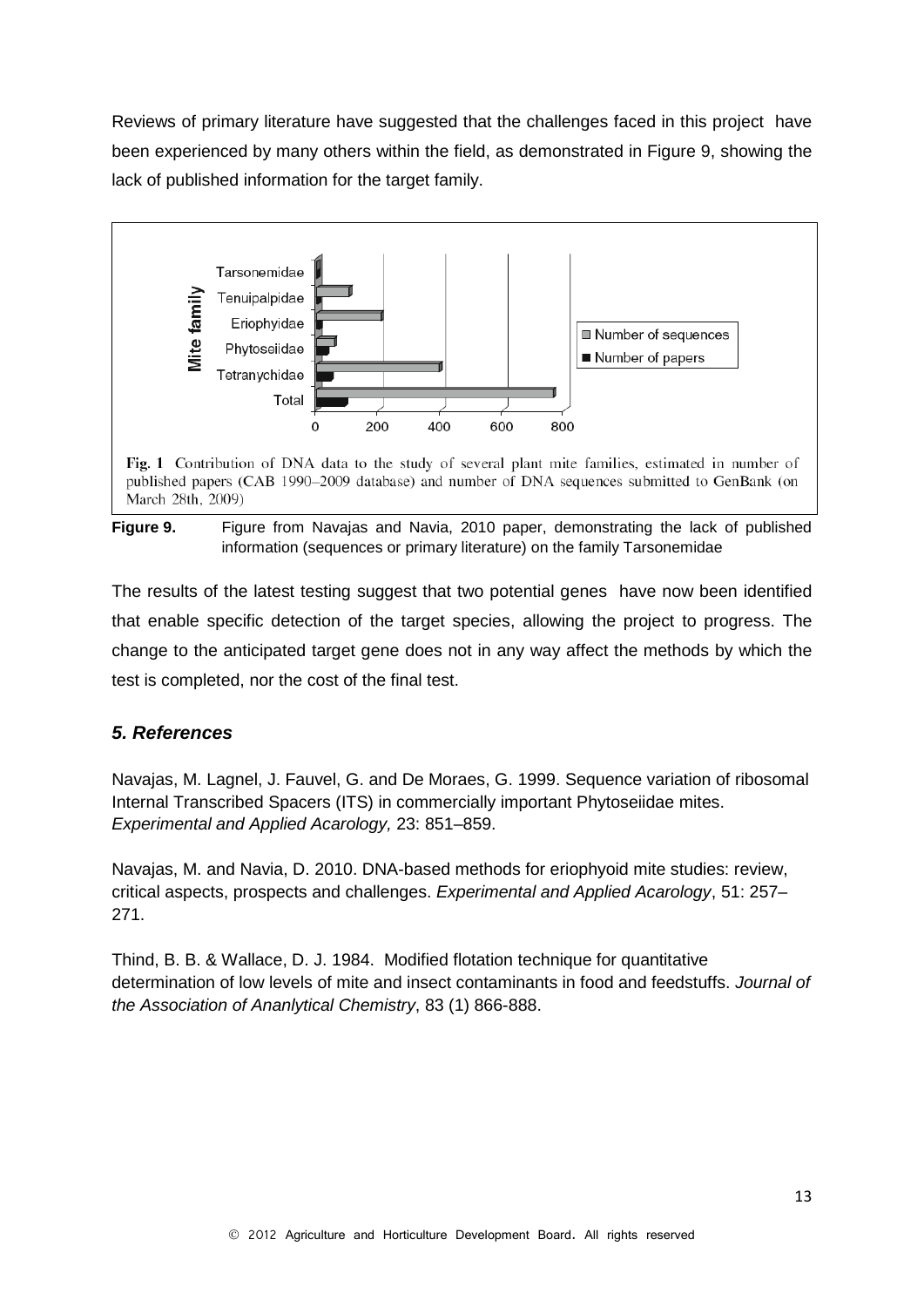Reviews of primary literature have suggested that the challenges faced in this project have been experienced by many others within the field, as demonstrated in Figure 9, showing the lack of published information for the target family.

Mite family

Tarsonemidae

Tenuipalpidae

Eriophyidae

Phytoseiidae

Tetranychidae

Total

0 200 400 600 800

Number of sequences

Number of papers

**Fig. 1** Contribution of DNA data to the study of several plant mite families, estimated in number of published papers (CAB 1990–2009 database) and number of DNA sequences submitted to GenBank (on March 28th, 2009)

**Figure 9.** Figure from Navajas and Navia, 2010 paper, demonstrating the lack of published information (sequences or primary literature) on the family Tarsonemidae

The results of the latest testing suggest that two potential genes have now been identified that enable specific detection of the target species, allowing the project to progress. The change to the anticipated target gene does not in any way affect the methods by which the test is completed, nor the cost of the final test.

### *5. References*

Navajas, M. Lagnel, J. Fauvel, G. and De Moraes, G. 1999. Sequence variation of ribosomal Internal Transcribed Spacers (ITS) in commercially important Phytoseiidae mites. *Experimental and Applied Acarology,* 23: 851–859.

Navajas, M. and Navia, D. 2010. DNA-based methods for eriophyoid mite studies: review, critical aspects, prospects and challenges. *Experimental and Applied Acarology*, 51: 257–271.

Thind, B. B. & Wallace, D. J. 1984. Modified flotation technique for quantitative determination of low levels of mite and insect contaminants in food and feedstuffs. *Journal of the Association of Ananlytical Chemistry*, 83 (1) 866-888.